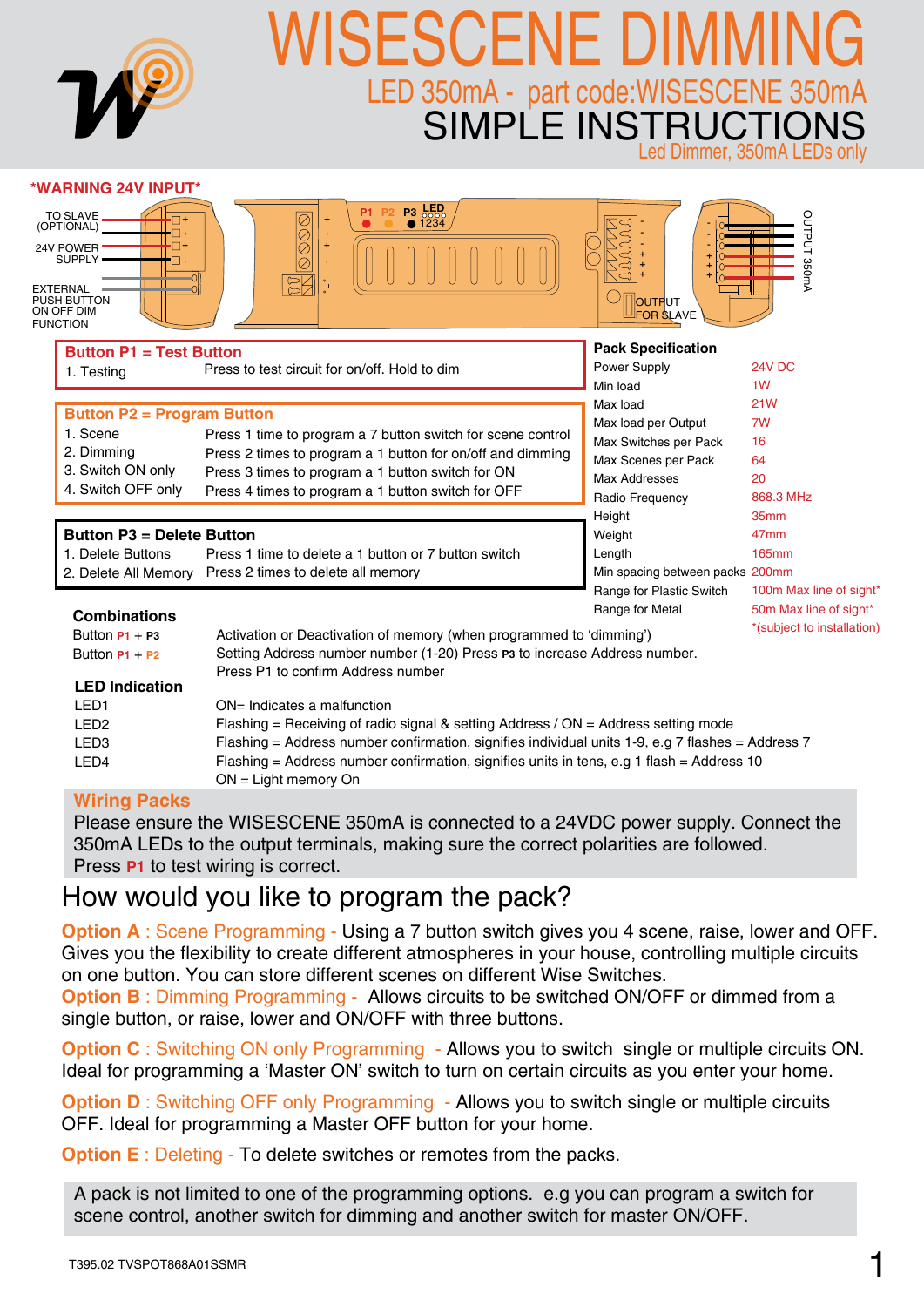# WISESCENE DIMMING

## LED 350mA - part code:WISESCENE 350mA

## SIMPLE INSTRUCTIONS

Led Dimmer, 350mA LEDs only

**\*WARNING 24V INPUT\***

TO SLAVE (OPTIONAL)
24V POWER SUPPLY
EXTERNAL PUSH BUTTON ON OFF DIM FUNCTION

P1 P2 P3 LED 1234

OUTPUT FOR SLAVE

OUTPUT 350mA

### Button P1 = Test Button

| | |
|---|---|
| 1. Testing | Press to test circuit for on/off. Hold to dim |

### Button P2 = Program Button

| | |
|---|---|
| 1. Scene | Press 1 time to program a 7 button switch for scene control |
| 2. Dimming | Press 2 times to program a 1 button for on/off and dimming |
| 3. Switch ON only | Press 3 times to program a 1 button switch for ON |
| 4. Switch OFF only | Press 4 times to program a 1 button switch for OFF |

### Button P3 = Delete Button

| | |
|---|---|
| 1. Delete Buttons | Press 1 time to delete a 1 button or 7 button switch |
| 2. Delete All Memory | Press 2 times to delete all memory |

### Pack Specification

| | |
|---|---|
| Power Supply | 24V DC |
| Min load | 1W |
| Max load | 21W |
| Max load per Output | 7W |
| Max Switches per Pack | 16 |
| Max Scenes per Pack | 64 |
| Max Addresses | 20 |
| Radio Frequency | 868.3 MHz |
| Height | 35mm |
| Weight | 47mm |
| Length | 165mm |
| Min spacing between packs | 200mm |
| Range for Plastic Switch | 100m Max line of sight\* |
| Range for Metal | 50m Max line of sight\* |

\*(subject to installation)

### Combinations

| | |
|---|---|
| Button P1 + P3 | Activation or Deactivation of memory (when programmed to 'dimming') |
| Button P1 + P2 | Setting Address number number (1-20) Press P3 to increase Address number. Press P1 to confirm Address number |

### LED Indication

| | |
|---|---|
| LED1 | ON= Indicates a malfunction |
| LED2 | Flashing = Receiving of radio signal & setting Address / ON = Address setting mode |
| LED3 | Flashing = Address number confirmation, signifies individual units 1-9, e.g 7 flashes = Address 7 |
| LED4 | Flashing = Address number confirmation, signifies units in tens, e.g 1 flash = Address 10<br>ON = Light memory On |

### Wiring Packs

Please ensure the WISESCENE 350mA is connected to a 24VDC power supply. Connect the 350mA LEDs to the output terminals, making sure the correct polarities are followed. Press **P1** to test wiring is correct.

## How would you like to program the pack?

**Option A** : Scene Programming - Using a 7 button switch gives you 4 scene, raise, lower and OFF. Gives you the flexibility to create different atmospheres in your house, controlling multiple circuits on one button. You can store different scenes on different Wise Switches.

**Option B** : Dimming Programming - Allows circuits to be switched ON/OFF or dimmed from a single button, or raise, lower and ON/OFF with three buttons.

**Option C** : Switching ON only Programming - Allows you to switch single or multiple circuits ON. Ideal for programming a 'Master ON' switch to turn on certain circuits as you enter your home.

**Option D** : Switching OFF only Programming - Allows you to switch single or multiple circuits OFF. Ideal for programming a Master OFF button for your home.

**Option E** : Deleting - To delete switches or remotes from the packs.

A pack is not limited to one of the programming options. e.g you can program a switch for scene control, another switch for dimming and another switch for master ON/OFF.

T395.02 TVSPOT868A01SSMR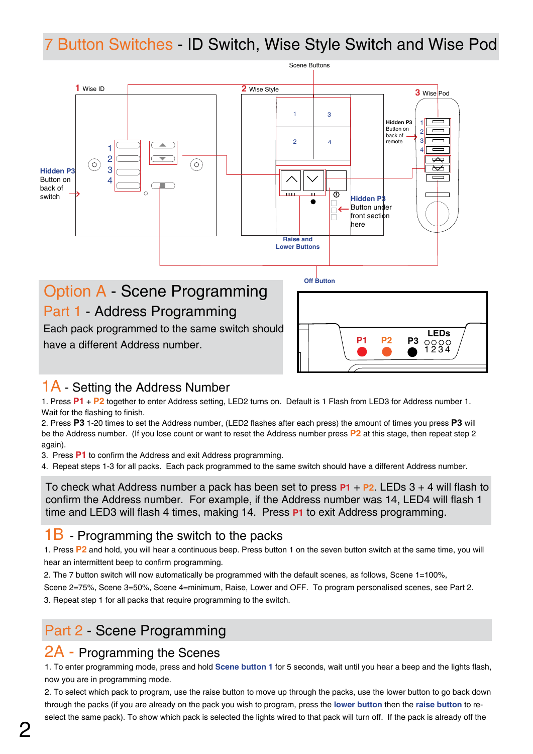# 7 Button Switches - ID Switch, Wise Style Switch and Wise Pod

Scene Buttons

1 Wise ID

2 Wise Style

3 Wise Pod

Hidden P3 Button on back of switch

Hidden P3 Button on back of remote

Hidden P3 Button under front section here

Raise and Lower Buttons

Off Button

P1 P2 P3 LEDs 1 2 3 4

## Option A - Scene Programming

### Part 1 - Address Programming

Each pack programmed to the same switch should have a different Address number.

### 1A - Setting the Address Number

1. Press **P1** + **P2** together to enter Address setting, LED2 turns on. Default is 1 Flash from LED3 for Address number 1. Wait for the flashing to finish.
2. Press **P3** 1-20 times to set the Address number, (LED2 flashes after each press) the amount of times you press **P3** will be the Address number. (If you lose count or want to reset the Address number press **P2** at this stage, then repeat step 2 again).
3. Press **P1** to confirm the Address and exit Address programming.
4. Repeat steps 1-3 for all packs. Each pack programmed to the same switch should have a different Address number.

To check what Address number a pack has been set to press **P1** + **P2**. LEDs 3 + 4 will flash to confirm the Address number. For example, if the Address number was 14, LED4 will flash 1 time and LED3 will flash 4 times, making 14. Press **P1** to exit Address programming.

### 1B - Programming the switch to the packs

1. Press **P2** and hold, you will hear a continuous beep. Press button 1 on the seven button switch at the same time, you will hear an intermittent beep to confirm programming.
2. The 7 button switch will now automatically be programmed with the default scenes, as follows, Scene 1=100%, Scene 2=75%, Scene 3=50%, Scene 4=minimum, Raise, Lower and OFF. To program personalised scenes, see Part 2.
3. Repeat step 1 for all packs that require programming to the switch.

### Part 2 - Scene Programming

### 2A - Programming the Scenes

1. To enter programming mode, press and hold **Scene button 1** for 5 seconds, wait until you hear a beep and the lights flash, now you are in programming mode.
2. To select which pack to program, use the raise button to move up through the packs, use the lower button to go back down through the packs (if you are already on the pack you wish to program, press the **lower button** then the **raise button** to re-select the same pack). To show which pack is selected the lights wired to that pack will turn off. If the pack is already off the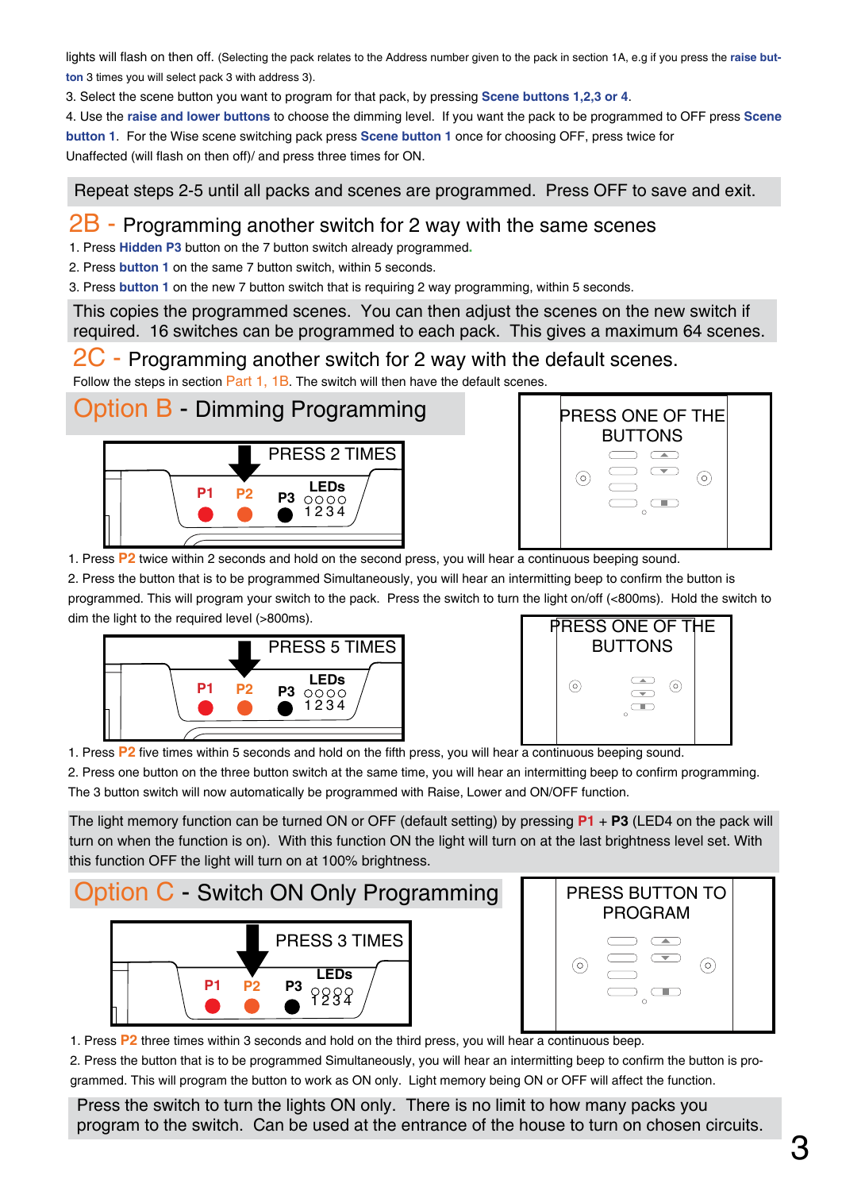lights will flash on then off. (Selecting the pack relates to the Address number given to the pack in section 1A, e.g if you press the **raise button** 3 times you will select pack 3 with address 3).

3. Select the scene button you want to program for that pack, by pressing **Scene buttons 1,2,3 or 4**.

4. Use the **raise and lower buttons** to choose the dimming level. If you want the pack to be programmed to OFF press **Scene button 1**. For the Wise scene switching pack press **Scene button 1** once for choosing OFF, press twice for Unaffected (will flash on then off)/ and press three times for ON.

Repeat steps 2-5 until all packs and scenes are programmed. Press OFF to save and exit.

## 2B - Programming another switch for 2 way with the same scenes

1. Press **Hidden P3** button on the 7 button switch already programmed.
2. Press **button 1** on the same 7 button switch, within 5 seconds.
3. Press **button 1** on the new 7 button switch that is requiring 2 way programming, within 5 seconds.

This copies the programmed scenes. You can then adjust the scenes on the new switch if required. 16 switches can be programmed to each pack. This gives a maximum 64 scenes.

## 2C - Programming another switch for 2 way with the default scenes.

Follow the steps in section Part 1, 1B. The switch will then have the default scenes.

## Option B - Dimming Programming

PRESS 2 TIMES

P1 P2 P3 LEDs 1 2 3 4

PRESS ONE OF THE BUTTONS

1. Press **P2** twice within 2 seconds and hold on the second press, you will hear a continuous beeping sound.
2. Press the button that is to be programmed Simultaneously, you will hear an intermitting beep to confirm the button is programmed. This will program your switch to the pack. Press the switch to turn the light on/off (<800ms). Hold the switch to dim the light to the required level (>800ms).

PRESS 5 TIMES

P1 P2 P3 LEDs 1 2 3 4

PRESS ONE OF THE BUTTONS

1. Press **P2** five times within 5 seconds and hold on the fifth press, you will hear a continuous beeping sound.
2. Press one button on the three button switch at the same time, you will hear an intermitting beep to confirm programming. The 3 button switch will now automatically be programmed with Raise, Lower and ON/OFF function.

The light memory function can be turned ON or OFF (default setting) by pressing **P1** + **P3** (LED4 on the pack will turn on when the function is on). With this function ON the light will turn on at the last brightness level set. With this function OFF the light will turn on at 100% brightness.

## Option C - Switch ON Only Programming

PRESS 3 TIMES

P1 P2 P3 LEDs 1 2 3 4

PRESS BUTTON TO PROGRAM

1. Press **P2** three times within 3 seconds and hold on the third press, you will hear a continuous beep.
2. Press the button that is to be programmed Simultaneously, you will hear an intermitting beep to confirm the button is programmed. This will program the button to work as ON only. Light memory being ON or OFF will affect the function.

Press the switch to turn the lights ON only. There is no limit to how many packs you program to the switch. Can be used at the entrance of the house to turn on chosen circuits.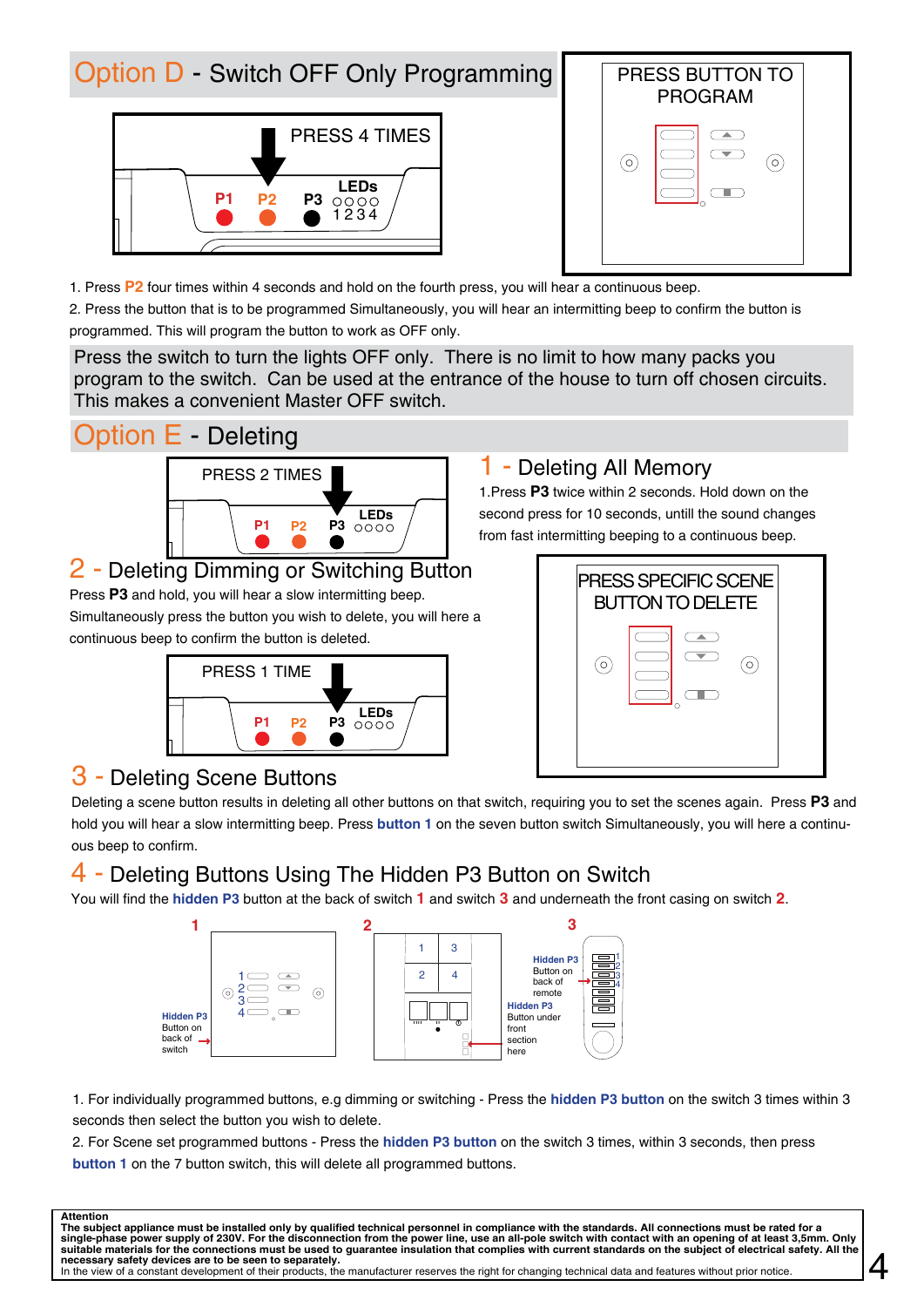# Option D - Switch OFF Only Programming

PRESS 4 TIMES

P1 P2 P3 LEDs 1 2 3 4

PRESS BUTTON TO PROGRAM

1. Press **P2** four times within 4 seconds and hold on the fourth press, you will hear a continuous beep.
2. Press the button that is to be programmed Simultaneously, you will hear an intermitting beep to confirm the button is programmed. This will program the button to work as OFF only.

Press the switch to turn the lights OFF only. There is no limit to how many packs you program to the switch. Can be used at the entrance of the house to turn off chosen circuits. This makes a convenient Master OFF switch.

# Option E - Deleting

PRESS 2 TIMES

P1 P2 P3 LEDs

## 1 - Deleting All Memory

1.Press **P3** twice within 2 seconds. Hold down on the second press for 10 seconds, untill the sound changes from fast intermitting beeping to a continuous beep.

## 2 - Deleting Dimming or Switching Button

Press **P3** and hold, you will hear a slow intermitting beep. Simultaneously press the button you wish to delete, you will here a continuous beep to confirm the button is deleted.

PRESS 1 TIME

P1 P2 P3 LEDs

PRESS SPECIFIC SCENE BUTTON TO DELETE

## 3 - Deleting Scene Buttons

Deleting a scene button results in deleting all other buttons on that switch, requiring you to set the scenes again. Press **P3** and hold you will hear a slow intermitting beep. Press **button 1** on the seven button switch Simultaneously, you will here a continuous beep to confirm.

## 4 - Deleting Buttons Using The Hidden P3 Button on Switch

You will find the **hidden P3** button at the back of switch **1** and switch **3** and underneath the front casing on switch **2**.

1

Hidden P3 Button on back of switch

2

1 3
2 4

3

Hidden P3 Button on back of remote

Hidden P3 Button under front section here

1. For individually programmed buttons, e.g dimming or switching - Press the **hidden P3 button** on the switch 3 times within 3 seconds then select the button you wish to delete.
2. For Scene set programmed buttons - Press the **hidden P3 button** on the switch 3 times, within 3 seconds, then press **button 1** on the 7 button switch, this will delete all programmed buttons.

**Attention**
**The subject appliance must be installed only by qualified technical personnel in compliance with the standards. All connections must be rated for a single-phase power supply of 230V. For the disconnection from the power line, use an all-pole switch with contact with an opening of at least 3,5mm. Only suitable materials for the connections must be used to guarantee insulation that complies with current standards on the subject of electrical safety. All the necessary safety devices are to be seen to separately.**
In the view of a constant development of their products, the manufacturer reserves the right for changing technical data and features without prior notice.